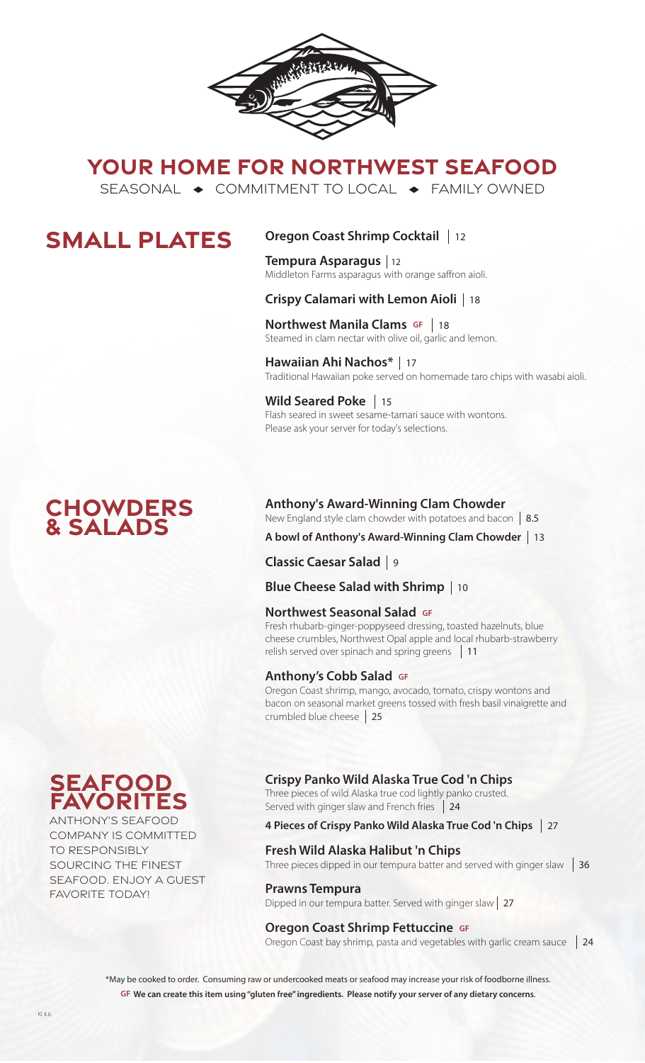# YOUR HOME FOR NORTHWEST SEAFOOD

SEASONAL ◆ COMMITMENT TO LOCAL ◆ FAMILY OWNED

## SMALL PLATES

**Oregon Coast Shrimp Cocktail** | 12

**Tempura Asparagus** | 12
Middleton Farms asparagus with orange saffron aioli.

**Crispy Calamari with Lemon Aioli** | 18

**Northwest Manila Clams** GF | 18
Steamed in clam nectar with olive oil, garlic and lemon.

**Hawaiian Ahi Nachos*** | 17
Traditional Hawaiian poke served on homemade taro chips with wasabi aioli.

**Wild Seared Poke** | 15
Flash seared in sweet sesame-tamari sauce with wontons.
Please ask your server for today's selections.

## CHOWDERS & SALADS

**Anthony's Award-Winning Clam Chowder**
New England style clam chowder with potatoes and bacon | 8.5

**A bowl of Anthony's Award-Winning Clam Chowder** | 13

**Classic Caesar Salad** | 9

**Blue Cheese Salad with Shrimp** | 10

**Northwest Seasonal Salad** GF
Fresh rhubarb-ginger-poppyseed dressing, toasted hazelnuts, blue cheese crumbles, Northwest Opal apple and local rhubarb-strawberry relish served over spinach and spring greens | 11

**Anthony's Cobb Salad** GF
Oregon Coast shrimp, mango, avocado, tomato, crispy wontons and bacon on seasonal market greens tossed with fresh basil vinaigrette and crumbled blue cheese | 25

## SEAFOOD FAVORITES

ANTHONY'S SEAFOOD COMPANY IS COMMITTED TO RESPONSIBLY SOURCING THE FINEST SEAFOOD. ENJOY A GUEST FAVORITE TODAY!

**Crispy Panko Wild Alaska True Cod 'n Chips**
Three pieces of wild Alaska true cod lightly panko crusted. Served with ginger slaw and French fries | 24

**4 Pieces of Crispy Panko Wild Alaska True Cod 'n Chips** | 27

**Fresh Wild Alaska Halibut 'n Chips**
Three pieces dipped in our tempura batter and served with ginger slaw | 36

**Prawns Tempura**
Dipped in our tempura batter. Served with ginger slaw | 27

**Oregon Coast Shrimp Fettuccine** GF
Oregon Coast bay shrimp, pasta and vegetables with garlic cream sauce | 24

*May be cooked to order. Consuming raw or undercooked meats or seafood may increase your risk of foodborne illness.

GF **We can create this item using "gluten free" ingredients. Please notify your server of any dietary concerns.**

KI 4.6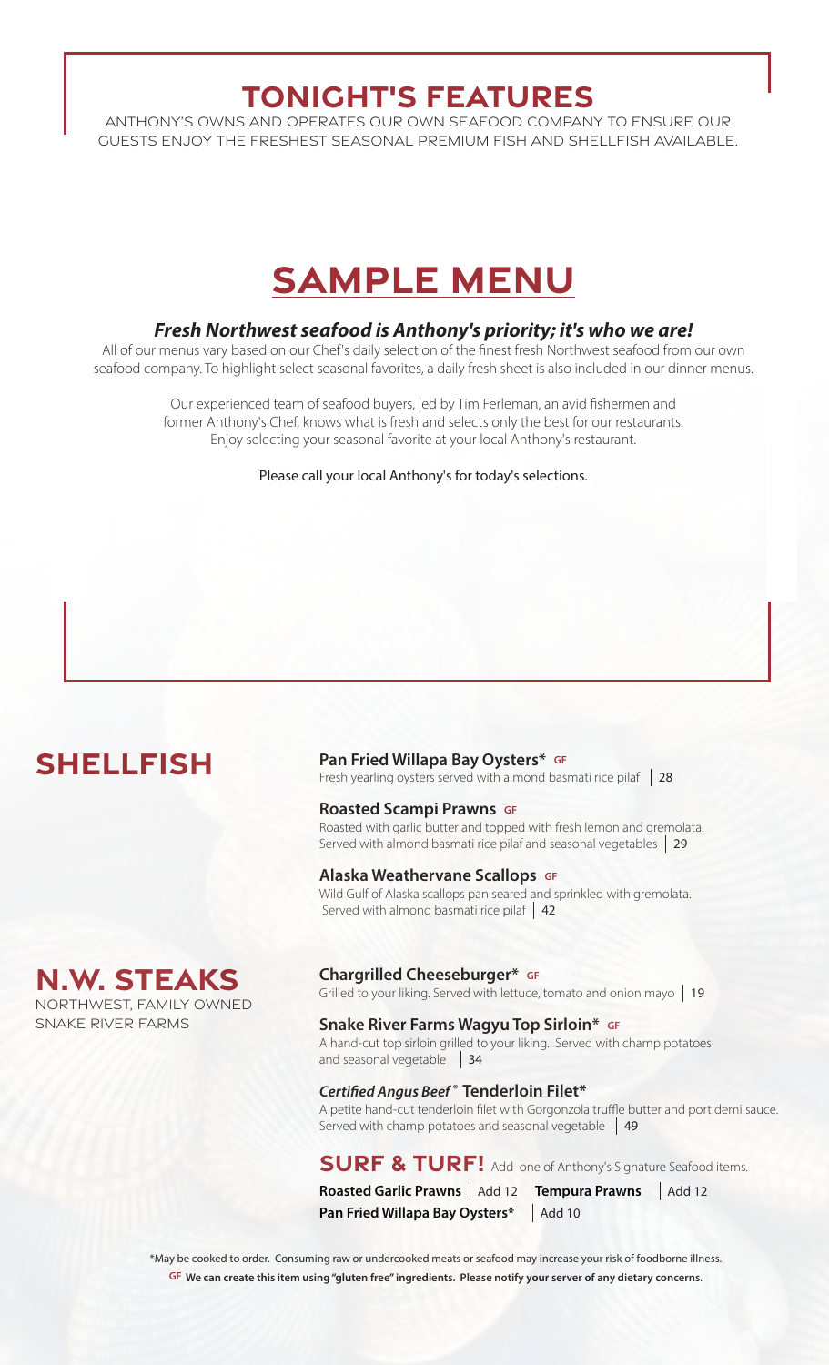# TONIGHT'S FEATURES

ANTHONY'S OWNS AND OPERATES OUR OWN SEAFOOD COMPANY TO ENSURE OUR GUESTS ENJOY THE FRESHEST SEASONAL PREMIUM FISH AND SHELLFISH AVAILABLE.

# SAMPLE MENU

***Fresh Northwest seafood is Anthony's priority; it's who we are!***

All of our menus vary based on our Chef's daily selection of the finest fresh Northwest seafood from our own seafood company. To highlight select seasonal favorites, a daily fresh sheet is also included in our dinner menus.

Our experienced team of seafood buyers, led by Tim Ferleman, an avid fishermen and former Anthony's Chef, knows what is fresh and selects only the best for our restaurants. Enjoy selecting your seasonal favorite at your local Anthony's restaurant.

Please call your local Anthony's for today's selections.

## SHELLFISH

**Pan Fried Willapa Bay Oysters\*** GF
Fresh yearling oysters served with almond basmati rice pilaf | 28

**Roasted Scampi Prawns** GF
Roasted with garlic butter and topped with fresh lemon and gremolata. Served with almond basmati rice pilaf and seasonal vegetables | 29

**Alaska Weathervane Scallops** GF
Wild Gulf of Alaska scallops pan seared and sprinkled with gremolata. Served with almond basmati rice pilaf | 42

## N.W. STEAKS

NORTHWEST, FAMILY OWNED SNAKE RIVER FARMS

**Chargrilled Cheeseburger\*** GF
Grilled to your liking. Served with lettuce, tomato and onion mayo | 19

**Snake River Farms Wagyu Top Sirloin\*** GF
A hand-cut top sirloin grilled to your liking. Served with champ potatoes and seasonal vegetable | 34

***Certified Angus Beef®*** **Tenderloin Filet\***
A petite hand-cut tenderloin filet with Gorgonzola truffle butter and port demi sauce. Served with champ potatoes and seasonal vegetable | 49

## SURF & TURF!

Add one of Anthony's Signature Seafood items.

**Roasted Garlic Prawns** | Add 12 **Tempura Prawns** | Add 12
**Pan Fried Willapa Bay Oysters\*** | Add 10

\*May be cooked to order. Consuming raw or undercooked meats or seafood may increase your risk of foodborne illness.

GF **We can create this item using "gluten free" ingredients. Please notify your server of any dietary concerns.**